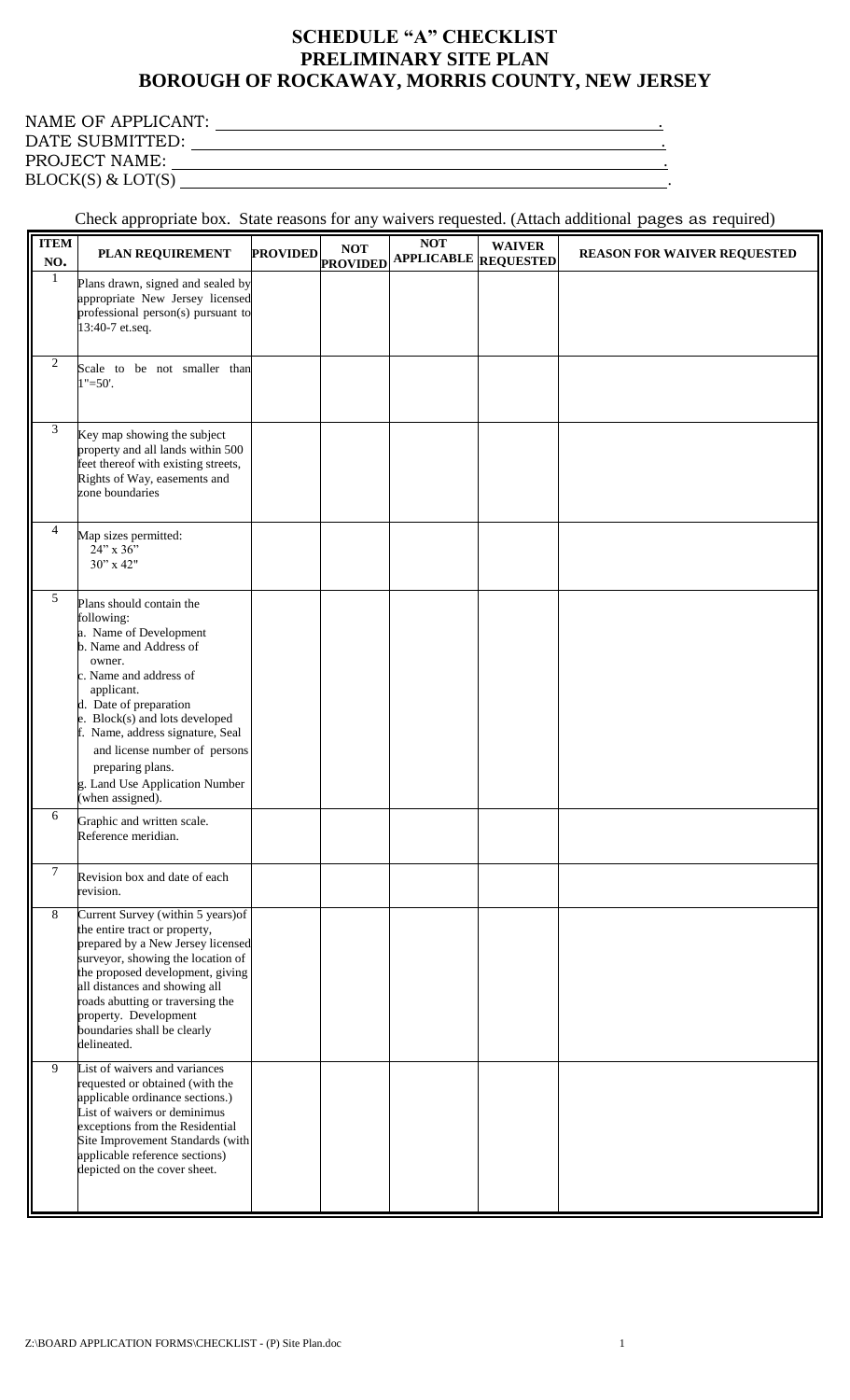# SCHEDULE "A" CHECKLIST
# PRELIMINARY SITE PLAN
# BOROUGH OF ROCKAWAY, MORRIS COUNTY, NEW JERSEY

NAME OF APPLICANT: ____________________________________________.

DATE SUBMITTED: ____________________________________________.

PROJECT NAME: ____________________________________________.

BLOCK(S) & LOT(S) ____________________________________________.

Check appropriate box. State reasons for any waivers requested. (Attach additional pages as required)

| ITEM NO. | PLAN REQUIREMENT | PROVIDED | NOT PROVIDED | NOT APPLICABLE | WAIVER REQUESTED | REASON FOR WAIVER REQUESTED |
|---|---|---|---|---|---|---|
| 1 | Plans drawn, signed and sealed by appropriate New Jersey licensed professional person(s) pursuant to 13:40-7 et.seq. | | | | | |
| 2 | Scale to be not smaller than 1"=50'. | | | | | |
| 3 | Key map showing the subject property and all lands within 500 feet thereof with existing streets, Rights of Way, easements and zone boundaries | | | | | |
| 4 | Map sizes permitted:<br>24" x 36"<br>30" x 42" | | | | | |
| 5 | Plans should contain the following:<br>a. Name of Development<br>b. Name and Address of owner.<br>c. Name and address of applicant.<br>d. Date of preparation<br>e. Block(s) and lots developed<br>f. Name, address signature, Seal and license number of persons preparing plans.<br>g. Land Use Application Number (when assigned). | | | | | |
| 6 | Graphic and written scale. Reference meridian. | | | | | |
| 7 | Revision box and date of each revision. | | | | | |
| 8 | Current Survey (within 5 years)of the entire tract or property, prepared by a New Jersey licensed surveyor, showing the location of the proposed development, giving all distances and showing all roads abutting or traversing the property. Development boundaries shall be clearly delineated. | | | | | |
| 9 | List of waivers and variances requested or obtained (with the applicable ordinance sections.) List of waivers or deminimus exceptions from the Residential Site Improvement Standards (with applicable reference sections) depicted on the cover sheet. | | | | | |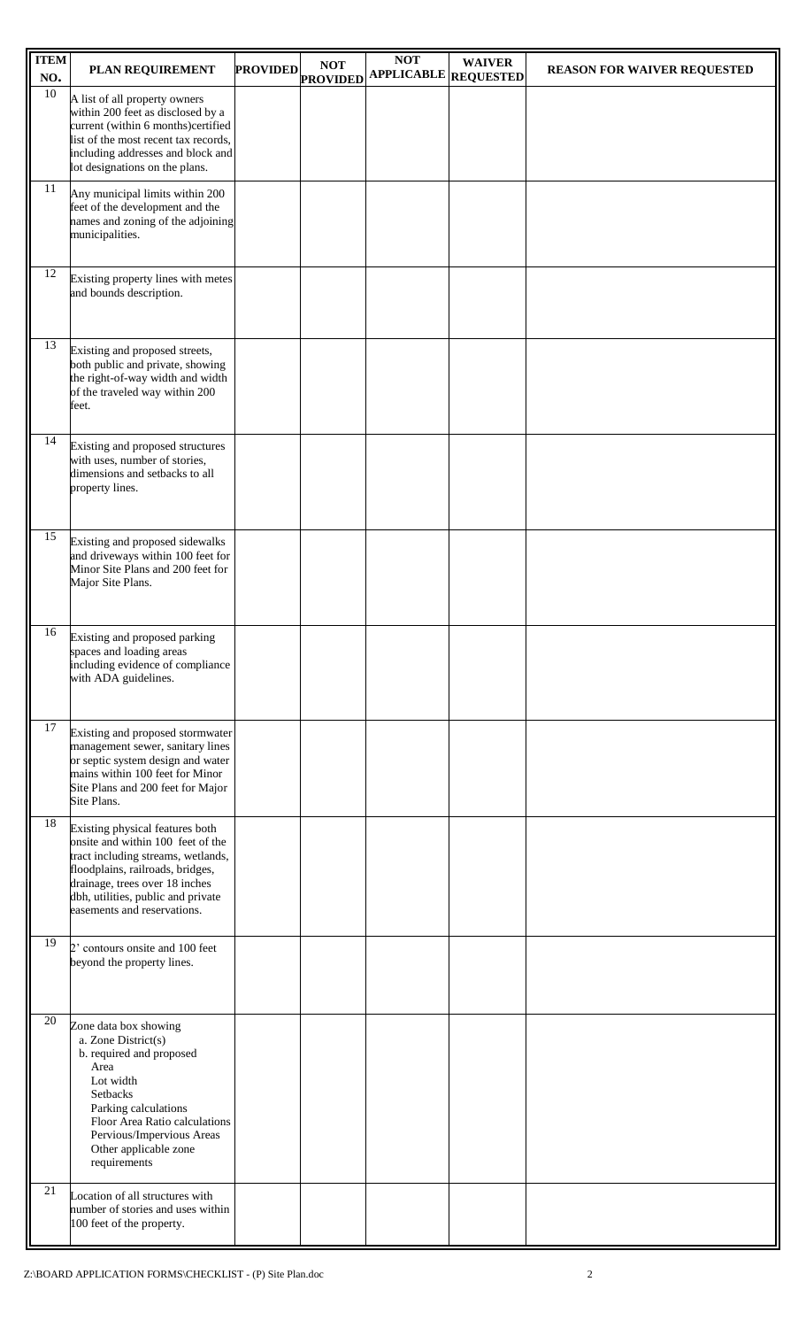| ITEM NO. | PLAN REQUIREMENT | PROVIDED | NOT PROVIDED | NOT APPLICABLE | WAIVER REQUESTED | REASON FOR WAIVER REQUESTED |
|---|---|---|---|---|---|---|
| 10 | A list of all property owners within 200 feet as disclosed by a current (within 6 months)certified list of the most recent tax records, including addresses and block and lot designations on the plans. | | | | | |
| 11 | Any municipal limits within 200 feet of the development and the names and zoning of the adjoining municipalities. | | | | | |
| 12 | Existing property lines with metes and bounds description. | | | | | |
| 13 | Existing and proposed streets, both public and private, showing the right-of-way width and width of the traveled way within 200 feet. | | | | | |
| 14 | Existing and proposed structures with uses, number of stories, dimensions and setbacks to all property lines. | | | | | |
| 15 | Existing and proposed sidewalks and driveways within 100 feet for Minor Site Plans and 200 feet for Major Site Plans. | | | | | |
| 16 | Existing and proposed parking spaces and loading areas including evidence of compliance with ADA guidelines. | | | | | |
| 17 | Existing and proposed stormwater management sewer, sanitary lines or septic system design and water mains within 100 feet for Minor Site Plans and 200 feet for Major Site Plans. | | | | | |
| 18 | Existing physical features both onsite and within 100 feet of the tract including streams, wetlands, floodplains, railroads, bridges, drainage, trees over 18 inches dbh, utilities, public and private easements and reservations. | | | | | |
| 19 | 2' contours onsite and 100 feet beyond the property lines. | | | | | |
| 20 | Zone data box showing<br>a. Zone District(s)<br>b. required and proposed<br>Area<br>Lot width<br>Setbacks<br>Parking calculations<br>Floor Area Ratio calculations<br>Pervious/Impervious Areas<br>Other applicable zone requirements | | | | | |
| 21 | Location of all structures with number of stories and uses within 100 feet of the property. | | | | | |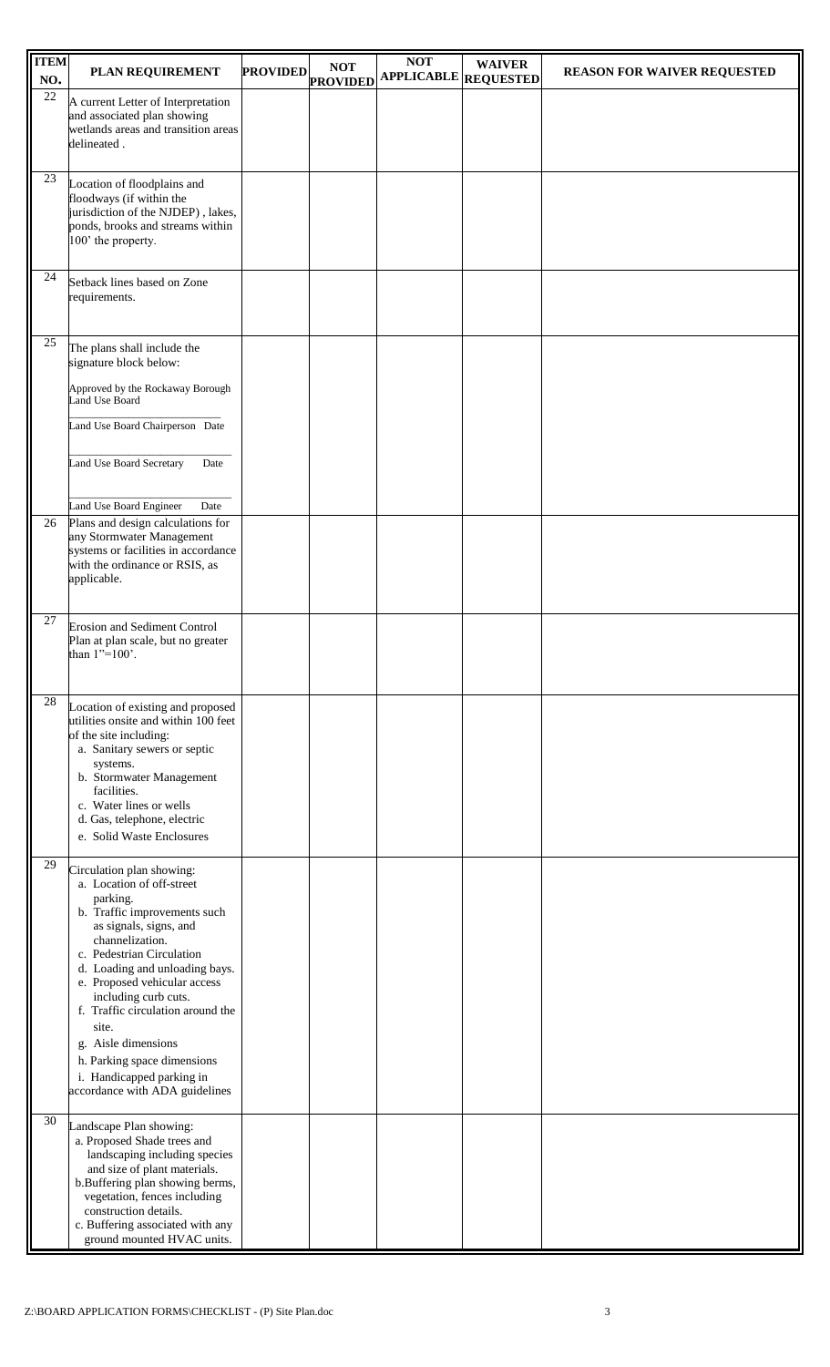| ITEM NO. | PLAN REQUIREMENT | PROVIDED | NOT PROVIDED | NOT APPLICABLE | WAIVER REQUESTED | REASON FOR WAIVER REQUESTED |
|---|---|---|---|---|---|---|
| 22 | A current Letter of Interpretation and associated plan showing wetlands areas and transition areas delineated . | | | | | |
| 23 | Location of floodplains and floodways (if within the jurisdiction of the NJDEP) , lakes, ponds, brooks and streams within 100' the property. | | | | | |
| 24 | Setback lines based on Zone requirements. | | | | | |
| 25 | The plans shall include the signature block below:<br><br>Approved by the Rockaway Borough Land Use Board<br><br>\_\_\_\_\_\_\_\_\_\_\_\_\_\_\_\_\_\_\_\_\_\_\_\_<br>Land Use Board Chairperson Date<br><br>\_\_\_\_\_\_\_\_\_\_\_\_\_\_\_\_\_\_\_\_\_\_\_\_<br>Land Use Board Secretary Date<br><br>\_\_\_\_\_\_\_\_\_\_\_\_\_\_\_\_\_\_\_\_\_\_\_\_<br>Land Use Board Engineer Date | | | | | |
| 26 | Plans and design calculations for any Stormwater Management systems or facilities in accordance with the ordinance or RSIS, as applicable. | | | | | |
| 27 | Erosion and Sediment Control Plan at plan scale, but no greater than 1"=100'. | | | | | |
| 28 | Location of existing and proposed utilities onsite and within 100 feet of the site including:<br>a. Sanitary sewers or septic systems.<br>b. Stormwater Management facilities.<br>c. Water lines or wells<br>d. Gas, telephone, electric<br>e. Solid Waste Enclosures | | | | | |
| 29 | Circulation plan showing:<br>a. Location of off-street parking.<br>b. Traffic improvements such as signals, signs, and channelization.<br>c. Pedestrian Circulation<br>d. Loading and unloading bays.<br>e. Proposed vehicular access including curb cuts.<br>f. Traffic circulation around the site.<br>g. Aisle dimensions<br>h. Parking space dimensions<br>i. Handicapped parking in accordance with ADA guidelines | | | | | |
| 30 | Landscape Plan showing:<br>a. Proposed Shade trees and landscaping including species and size of plant materials.<br>b.Buffering plan showing berms, vegetation, fences including construction details.<br>c. Buffering associated with any ground mounted HVAC units. | | | | | |

Z:\BOARD APPLICATION FORMS\CHECKLIST - (P) Site Plan.doc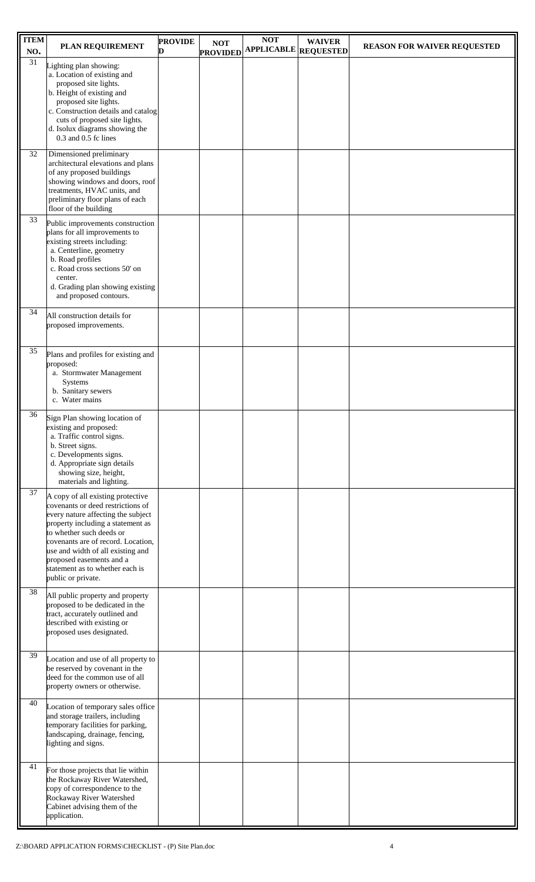| ITEM NO. | PLAN REQUIREMENT | PROVIDED | NOT PROVIDED | NOT APPLICABLE | WAIVER REQUESTED | REASON FOR WAIVER REQUESTED |
|---|---|---|---|---|---|---|
| 31 | Lighting plan showing:<br>a. Location of existing and proposed site lights.<br>b. Height of existing and proposed site lights.<br>c. Construction details and catalog cuts of proposed site lights.<br>d. Isolux diagrams showing the 0.3 and 0.5 fc lines | | | | | |
| 32 | Dimensioned preliminary architectural elevations and plans of any proposed buildings showing windows and doors, roof treatments, HVAC units, and preliminary floor plans of each floor of the building | | | | | |
| 33 | Public improvements construction plans for all improvements to existing streets including:<br>a. Centerline, geometry<br>b. Road profiles<br>c. Road cross sections 50' on center.<br>d. Grading plan showing existing and proposed contours. | | | | | |
| 34 | All construction details for proposed improvements. | | | | | |
| 35 | Plans and profiles for existing and proposed:<br>a. Stormwater Management Systems<br>b. Sanitary sewers<br>c. Water mains | | | | | |
| 36 | Sign Plan showing location of existing and proposed:<br>a. Traffic control signs.<br>b. Street signs.<br>c. Developments signs.<br>d. Appropriate sign details showing size, height, materials and lighting. | | | | | |
| 37 | A copy of all existing protective covenants or deed restrictions of every nature affecting the subject property including a statement as to whether such deeds or covenants are of record. Location, use and width of all existing and proposed easements and a statement as to whether each is public or private. | | | | | |
| 38 | All public property and property proposed to be dedicated in the tract, accurately outlined and described with existing or proposed uses designated. | | | | | |
| 39 | Location and use of all property to be reserved by covenant in the deed for the common use of all property owners or otherwise. | | | | | |
| 40 | Location of temporary sales office and storage trailers, including temporary facilities for parking, landscaping, drainage, fencing, lighting and signs. | | | | | |
| 41 | For those projects that lie within the Rockaway River Watershed, copy of correspondence to the Rockaway River Watershed Cabinet advising them of the application. | | | | | |

Z:\BOARD APPLICATION FORMS\CHECKLIST - (P) Site Plan.doc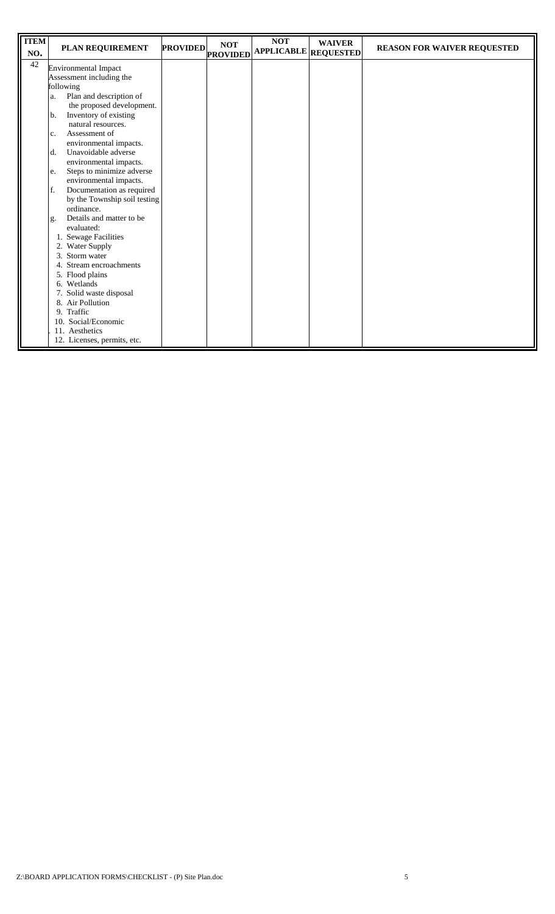| ITEM NO. | PLAN REQUIREMENT | PROVIDED | NOT PROVIDED | NOT APPLICABLE | WAIVER REQUESTED | REASON FOR WAIVER REQUESTED |
|---|---|---|---|---|---|---|
| 42 | Environmental Impact Assessment including the following<br>a. Plan and description of the proposed development.<br>b. Inventory of existing natural resources.<br>c. Assessment of environmental impacts.<br>d. Unavoidable adverse environmental impacts.<br>e. Steps to minimize adverse environmental impacts.<br>f. Documentation as required by the Township soil testing ordinance.<br>g. Details and matter to be evaluated:<br>1. Sewage Facilities<br>2. Water Supply<br>3. Storm water<br>4. Stream encroachments<br>5. Flood plains<br>6. Wetlands<br>7. Solid waste disposal<br>8. Air Pollution<br>9. Traffic<br>10. Social/Economic<br>11. Aesthetics<br>12. Licenses, permits, etc. | | | | | |

Z:\BOARD APPLICATION FORMS\CHECKLIST - (P) Site Plan.doc